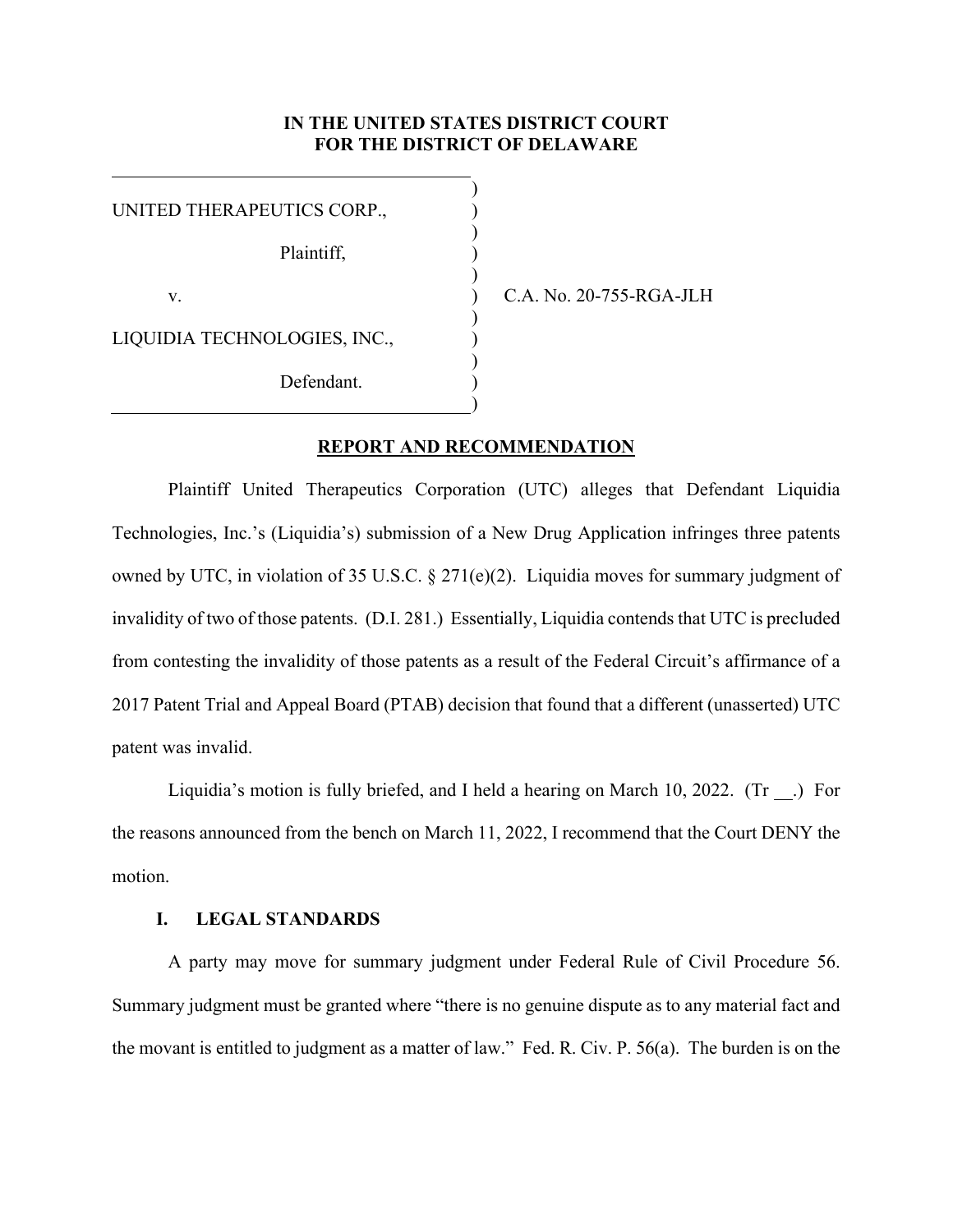**IN THE UNITED STATES DISTRICT COURT**
**FOR THE DISTRICT OF DELAWARE**

UNITED THERAPEUTICS CORP.,

Plaintiff,

v.

LIQUIDIA TECHNOLOGIES, INC.,

Defendant.

C.A. No. 20-755-RGA-JLH

**REPORT AND RECOMMENDATION**

Plaintiff United Therapeutics Corporation (UTC) alleges that Defendant Liquidia Technologies, Inc.'s (Liquidia's) submission of a New Drug Application infringes three patents owned by UTC, in violation of 35 U.S.C. § 271(e)(2). Liquidia moves for summary judgment of invalidity of two of those patents. (D.I. 281.) Essentially, Liquidia contends that UTC is precluded from contesting the invalidity of those patents as a result of the Federal Circuit's affirmance of a 2017 Patent Trial and Appeal Board (PTAB) decision that found that a different (unasserted) UTC patent was invalid.

Liquidia's motion is fully briefed, and I held a hearing on March 10, 2022. (Tr __.) For the reasons announced from the bench on March 11, 2022, I recommend that the Court DENY the motion.

## I. LEGAL STANDARDS

A party may move for summary judgment under Federal Rule of Civil Procedure 56. Summary judgment must be granted where "there is no genuine dispute as to any material fact and the movant is entitled to judgment as a matter of law." Fed. R. Civ. P. 56(a). The burden is on the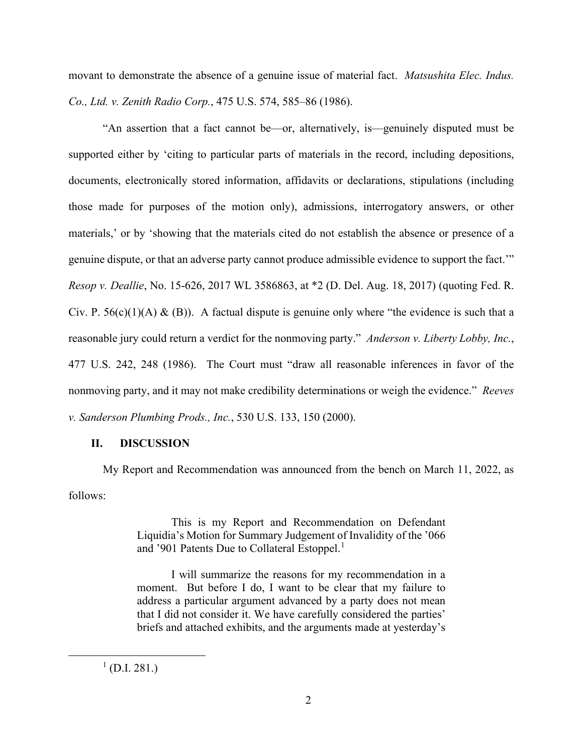movant to demonstrate the absence of a genuine issue of material fact. *Matsushita Elec. Indus. Co., Ltd. v. Zenith Radio Corp.*, 475 U.S. 574, 585–86 (1986).

"An assertion that a fact cannot be—or, alternatively, is—genuinely disputed must be supported either by 'citing to particular parts of materials in the record, including depositions, documents, electronically stored information, affidavits or declarations, stipulations (including those made for purposes of the motion only), admissions, interrogatory answers, or other materials,' or by 'showing that the materials cited do not establish the absence or presence of a genuine dispute, or that an adverse party cannot produce admissible evidence to support the fact.'" *Resop v. Deallie*, No. 15-626, 2017 WL 3586863, at *2 (D. Del. Aug. 18, 2017) (quoting Fed. R. Civ. P. 56(c)(1)(A) & (B)). A factual dispute is genuine only where "the evidence is such that a reasonable jury could return a verdict for the nonmoving party." *Anderson v. Liberty Lobby, Inc.*, 477 U.S. 242, 248 (1986). The Court must "draw all reasonable inferences in favor of the nonmoving party, and it may not make credibility determinations or weigh the evidence." *Reeves v. Sanderson Plumbing Prods., Inc.*, 530 U.S. 133, 150 (2000).

## II. DISCUSSION

My Report and Recommendation was announced from the bench on March 11, 2022, as follows:

> This is my Report and Recommendation on Defendant Liquidia's Motion for Summary Judgement of Invalidity of the '066 and '901 Patents Due to Collateral Estoppel.[1]
>
> I will summarize the reasons for my recommendation in a moment. But before I do, I want to be clear that my failure to address a particular argument advanced by a party does not mean that I did not consider it. We have carefully considered the parties' briefs and attached exhibits, and the arguments made at yesterday's

[1] (D.I. 281.)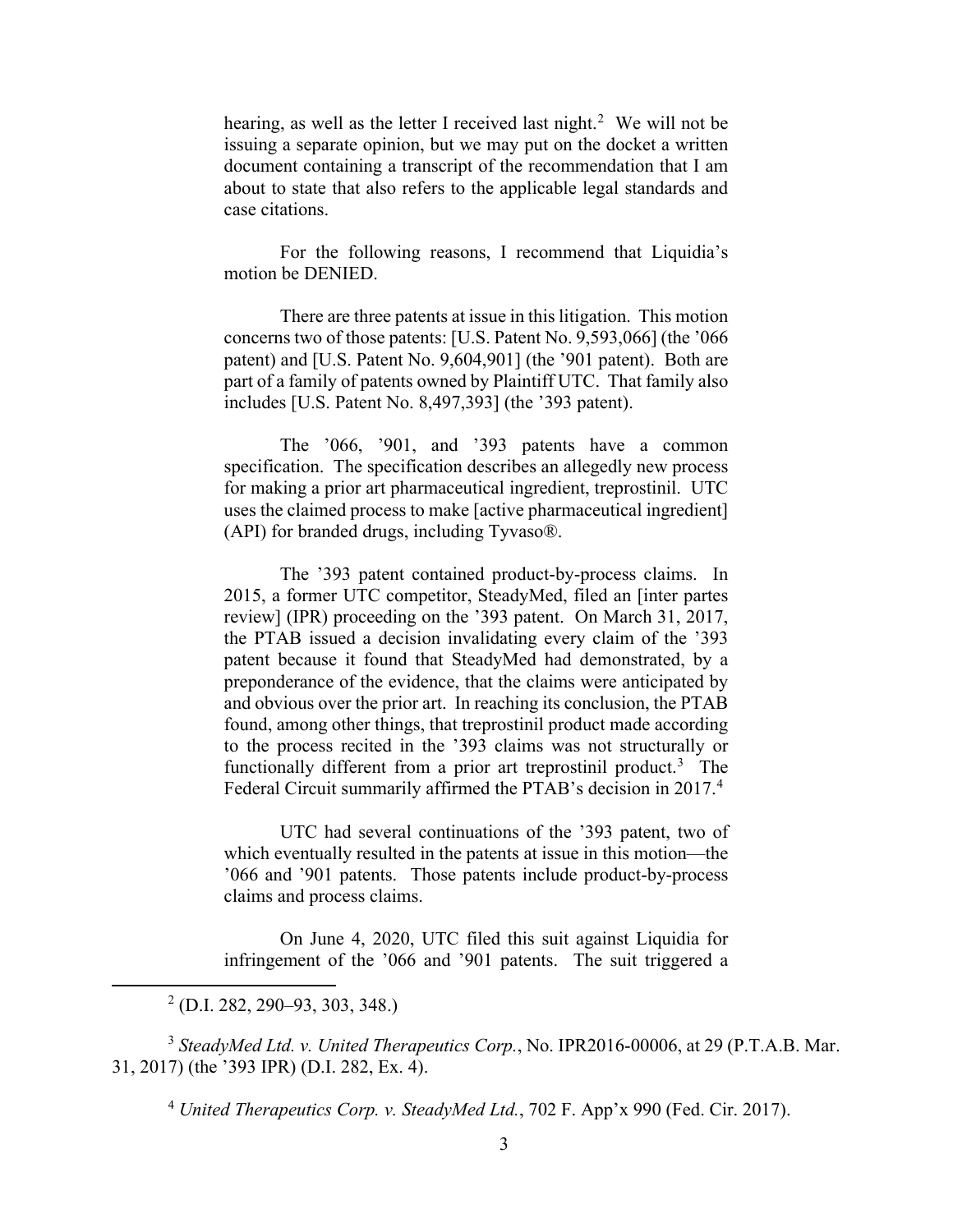hearing, as well as the letter I received last night.[2] We will not be issuing a separate opinion, but we may put on the docket a written document containing a transcript of the recommendation that I am about to state that also refers to the applicable legal standards and case citations.

For the following reasons, I recommend that Liquidia's motion be DENIED.

There are three patents at issue in this litigation. This motion concerns two of those patents: [U.S. Patent No. 9,593,066] (the '066 patent) and [U.S. Patent No. 9,604,901] (the '901 patent). Both are part of a family of patents owned by Plaintiff UTC. That family also includes [U.S. Patent No. 8,497,393] (the '393 patent).

The '066, '901, and '393 patents have a common specification. The specification describes an allegedly new process for making a prior art pharmaceutical ingredient, treprostinil. UTC uses the claimed process to make [active pharmaceutical ingredient] (API) for branded drugs, including Tyvaso®.

The '393 patent contained product-by-process claims. In 2015, a former UTC competitor, SteadyMed, filed an [inter partes review] (IPR) proceeding on the '393 patent. On March 31, 2017, the PTAB issued a decision invalidating every claim of the '393 patent because it found that SteadyMed had demonstrated, by a preponderance of the evidence, that the claims were anticipated by and obvious over the prior art. In reaching its conclusion, the PTAB found, among other things, that treprostinil product made according to the process recited in the '393 claims was not structurally or functionally different from a prior art treprostinil product.[3] The Federal Circuit summarily affirmed the PTAB's decision in 2017.[4]

UTC had several continuations of the '393 patent, two of which eventually resulted in the patents at issue in this motion—the '066 and '901 patents. Those patents include product-by-process claims and process claims.

On June 4, 2020, UTC filed this suit against Liquidia for infringement of the '066 and '901 patents. The suit triggered a

---

[2] (D.I. 282, 290–93, 303, 348.)

[3] *SteadyMed Ltd. v. United Therapeutics Corp.*, No. IPR2016-00006, at 29 (P.T.A.B. Mar. 31, 2017) (the '393 IPR) (D.I. 282, Ex. 4).

[4] *United Therapeutics Corp. v. SteadyMed Ltd.*, 702 F. App'x 990 (Fed. Cir. 2017).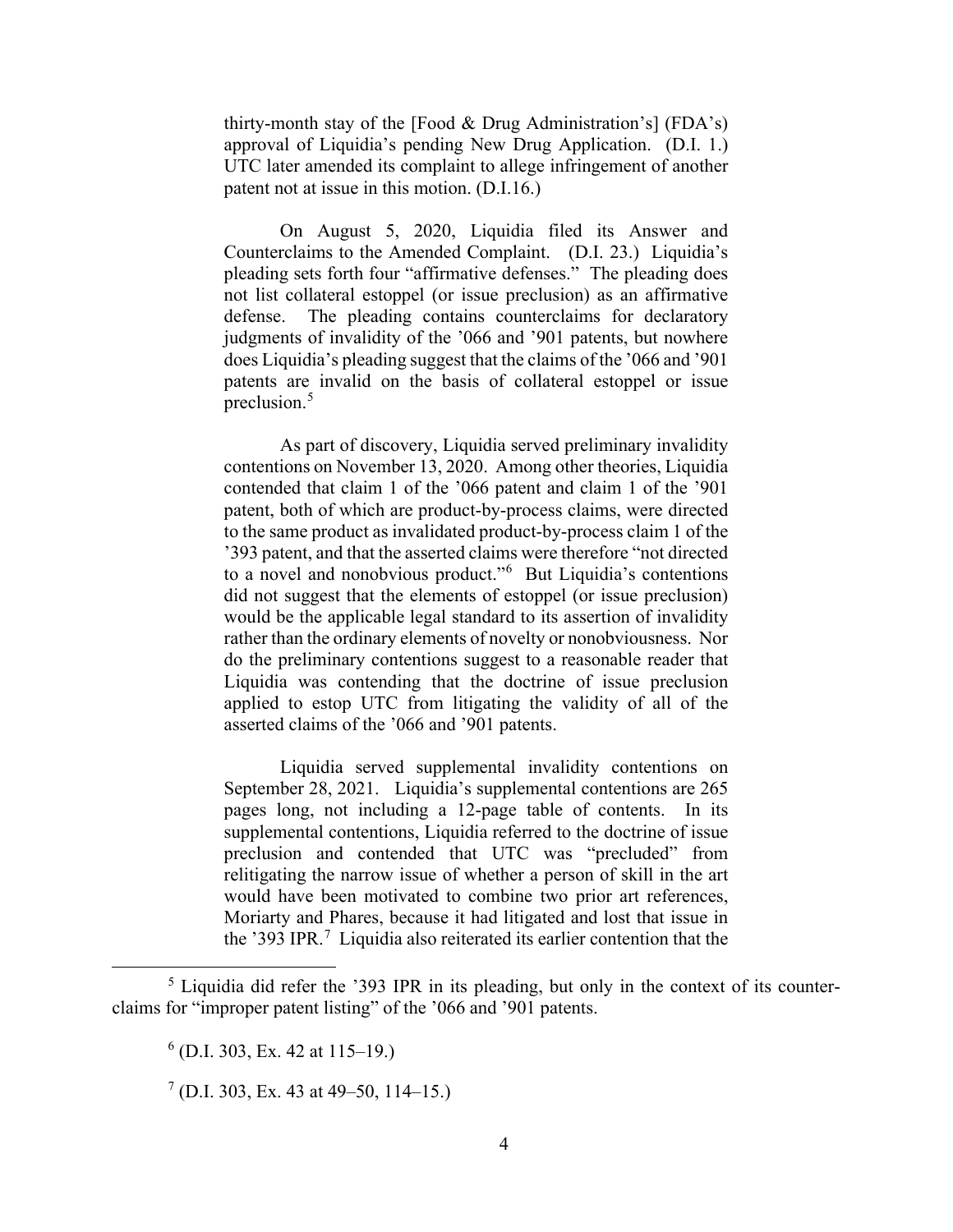thirty-month stay of the [Food & Drug Administration's] (FDA's) approval of Liquidia's pending New Drug Application. (D.I. 1.) UTC later amended its complaint to allege infringement of another patent not at issue in this motion. (D.I.16.)

On August 5, 2020, Liquidia filed its Answer and Counterclaims to the Amended Complaint. (D.I. 23.) Liquidia's pleading sets forth four "affirmative defenses." The pleading does not list collateral estoppel (or issue preclusion) as an affirmative defense. The pleading contains counterclaims for declaratory judgments of invalidity of the '066 and '901 patents, but nowhere does Liquidia's pleading suggest that the claims of the '066 and '901 patents are invalid on the basis of collateral estoppel or issue preclusion.[5]

As part of discovery, Liquidia served preliminary invalidity contentions on November 13, 2020. Among other theories, Liquidia contended that claim 1 of the '066 patent and claim 1 of the '901 patent, both of which are product-by-process claims, were directed to the same product as invalidated product-by-process claim 1 of the '393 patent, and that the asserted claims were therefore "not directed to a novel and nonobvious product."[6] But Liquidia's contentions did not suggest that the elements of estoppel (or issue preclusion) would be the applicable legal standard to its assertion of invalidity rather than the ordinary elements of novelty or nonobviousness. Nor do the preliminary contentions suggest to a reasonable reader that Liquidia was contending that the doctrine of issue preclusion applied to estop UTC from litigating the validity of all of the asserted claims of the '066 and '901 patents.

Liquidia served supplemental invalidity contentions on September 28, 2021. Liquidia's supplemental contentions are 265 pages long, not including a 12-page table of contents. In its supplemental contentions, Liquidia referred to the doctrine of issue preclusion and contended that UTC was "precluded" from relitigating the narrow issue of whether a person of skill in the art would have been motivated to combine two prior art references, Moriarty and Phares, because it had litigated and lost that issue in the '393 IPR.[7] Liquidia also reiterated its earlier contention that the

---

[5] Liquidia did refer the '393 IPR in its pleading, but only in the context of its counter-claims for "improper patent listing" of the '066 and '901 patents.

[6] (D.I. 303, Ex. 42 at 115–19.)

[7] (D.I. 303, Ex. 43 at 49–50, 114–15.)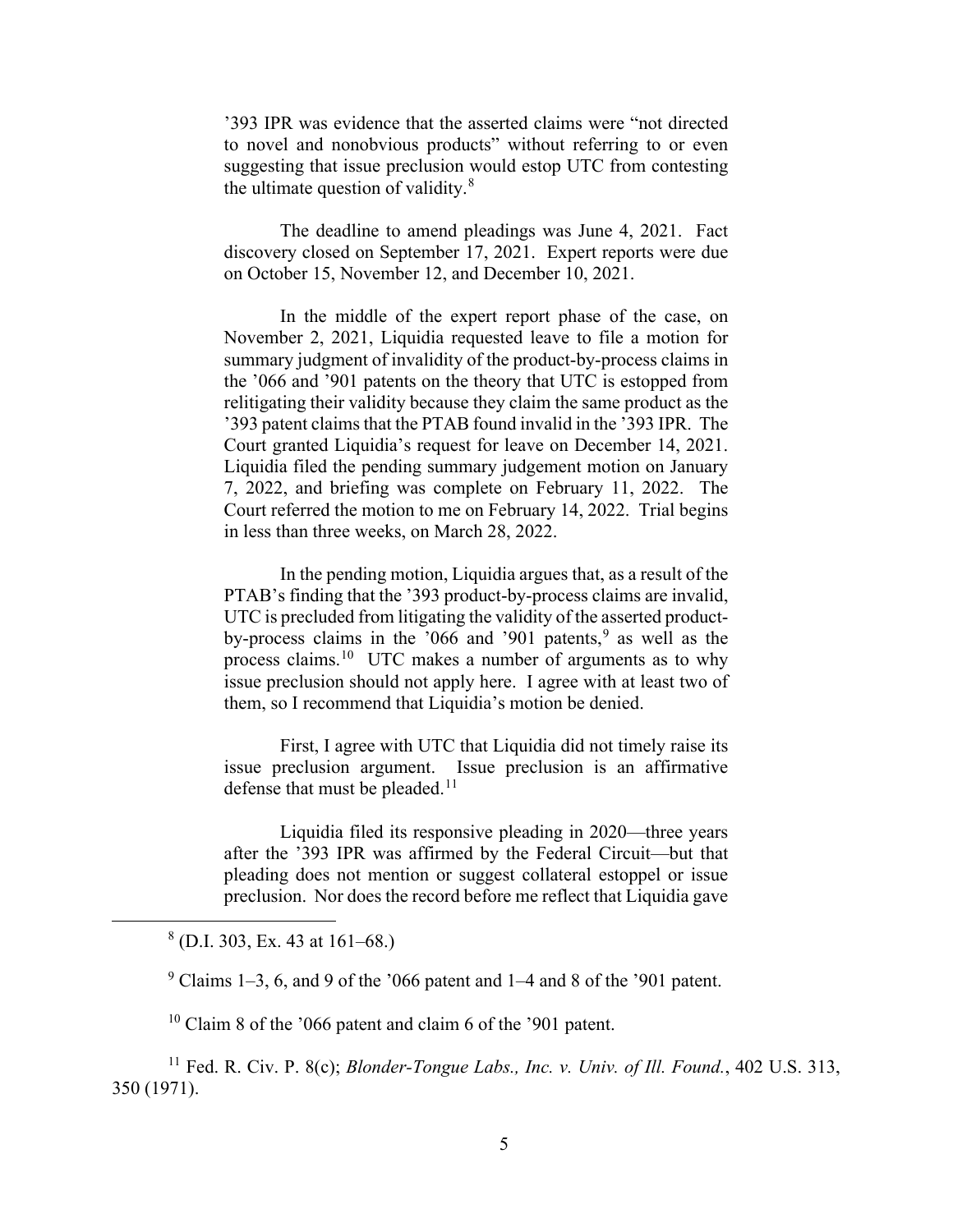'393 IPR was evidence that the asserted claims were "not directed to novel and nonobvious products" without referring to or even suggesting that issue preclusion would estop UTC from contesting the ultimate question of validity.[8]

The deadline to amend pleadings was June 4, 2021. Fact discovery closed on September 17, 2021. Expert reports were due on October 15, November 12, and December 10, 2021.

In the middle of the expert report phase of the case, on November 2, 2021, Liquidia requested leave to file a motion for summary judgment of invalidity of the product-by-process claims in the '066 and '901 patents on the theory that UTC is estopped from relitigating their validity because they claim the same product as the '393 patent claims that the PTAB found invalid in the '393 IPR. The Court granted Liquidia's request for leave on December 14, 2021. Liquidia filed the pending summary judgement motion on January 7, 2022, and briefing was complete on February 11, 2022. The Court referred the motion to me on February 14, 2022. Trial begins in less than three weeks, on March 28, 2022.

In the pending motion, Liquidia argues that, as a result of the PTAB's finding that the '393 product-by-process claims are invalid, UTC is precluded from litigating the validity of the asserted product-by-process claims in the '066 and '901 patents,[9] as well as the process claims.[10] UTC makes a number of arguments as to why issue preclusion should not apply here. I agree with at least two of them, so I recommend that Liquidia's motion be denied.

First, I agree with UTC that Liquidia did not timely raise its issue preclusion argument. Issue preclusion is an affirmative defense that must be pleaded.[11]

Liquidia filed its responsive pleading in 2020—three years after the '393 IPR was affirmed by the Federal Circuit—but that pleading does not mention or suggest collateral estoppel or issue preclusion. Nor does the record before me reflect that Liquidia gave

---

[8] (D.I. 303, Ex. 43 at 161–68.)

[9] Claims 1–3, 6, and 9 of the '066 patent and 1–4 and 8 of the '901 patent.

[10] Claim 8 of the '066 patent and claim 6 of the '901 patent.

[11] Fed. R. Civ. P. 8(c); *Blonder-Tongue Labs., Inc. v. Univ. of Ill. Found.*, 402 U.S. 313, 350 (1971).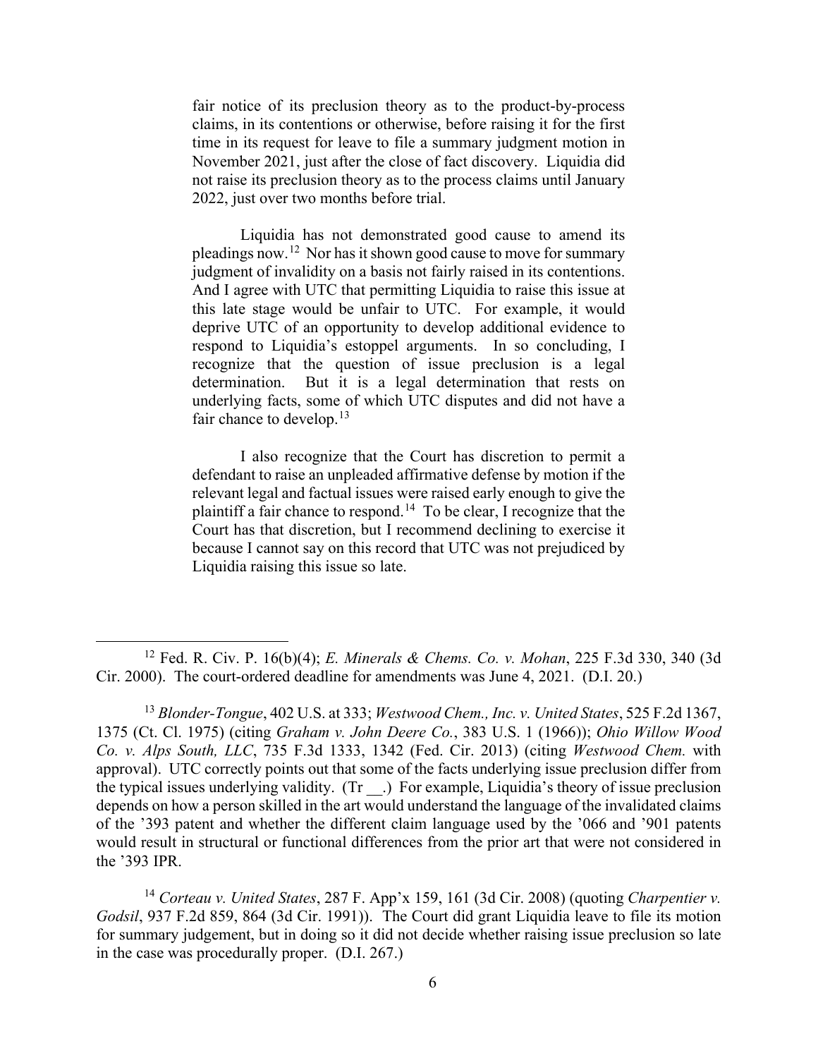fair notice of its preclusion theory as to the product-by-process claims, in its contentions or otherwise, before raising it for the first time in its request for leave to file a summary judgment motion in November 2021, just after the close of fact discovery. Liquidia did not raise its preclusion theory as to the process claims until January 2022, just over two months before trial.

Liquidia has not demonstrated good cause to amend its pleadings now.[12] Nor has it shown good cause to move for summary judgment of invalidity on a basis not fairly raised in its contentions. And I agree with UTC that permitting Liquidia to raise this issue at this late stage would be unfair to UTC. For example, it would deprive UTC of an opportunity to develop additional evidence to respond to Liquidia's estoppel arguments. In so concluding, I recognize that the question of issue preclusion is a legal determination. But it is a legal determination that rests on underlying facts, some of which UTC disputes and did not have a fair chance to develop.[13]

I also recognize that the Court has discretion to permit a defendant to raise an unpleaded affirmative defense by motion if the relevant legal and factual issues were raised early enough to give the plaintiff a fair chance to respond.[14] To be clear, I recognize that the Court has that discretion, but I recommend declining to exercise it because I cannot say on this record that UTC was not prejudiced by Liquidia raising this issue so late.

---

[12] Fed. R. Civ. P. 16(b)(4); *E. Minerals & Chems. Co. v. Mohan*, 225 F.3d 330, 340 (3d Cir. 2000). The court-ordered deadline for amendments was June 4, 2021. (D.I. 20.)

[13] *Blonder-Tongue*, 402 U.S. at 333; *Westwood Chem., Inc. v. United States*, 525 F.2d 1367, 1375 (Ct. Cl. 1975) (citing *Graham v. John Deere Co.*, 383 U.S. 1 (1966)); *Ohio Willow Wood Co. v. Alps South, LLC*, 735 F.3d 1333, 1342 (Fed. Cir. 2013) (citing *Westwood Chem.* with approval). UTC correctly points out that some of the facts underlying issue preclusion differ from the typical issues underlying validity. (Tr __.) For example, Liquidia's theory of issue preclusion depends on how a person skilled in the art would understand the language of the invalidated claims of the '393 patent and whether the different claim language used by the '066 and '901 patents would result in structural or functional differences from the prior art that were not considered in the '393 IPR.

[14] *Corteau v. United States*, 287 F. App'x 159, 161 (3d Cir. 2008) (quoting *Charpentier v. Godsil*, 937 F.2d 859, 864 (3d Cir. 1991)). The Court did grant Liquidia leave to file its motion for summary judgement, but in doing so it did not decide whether raising issue preclusion so late in the case was procedurally proper. (D.I. 267.)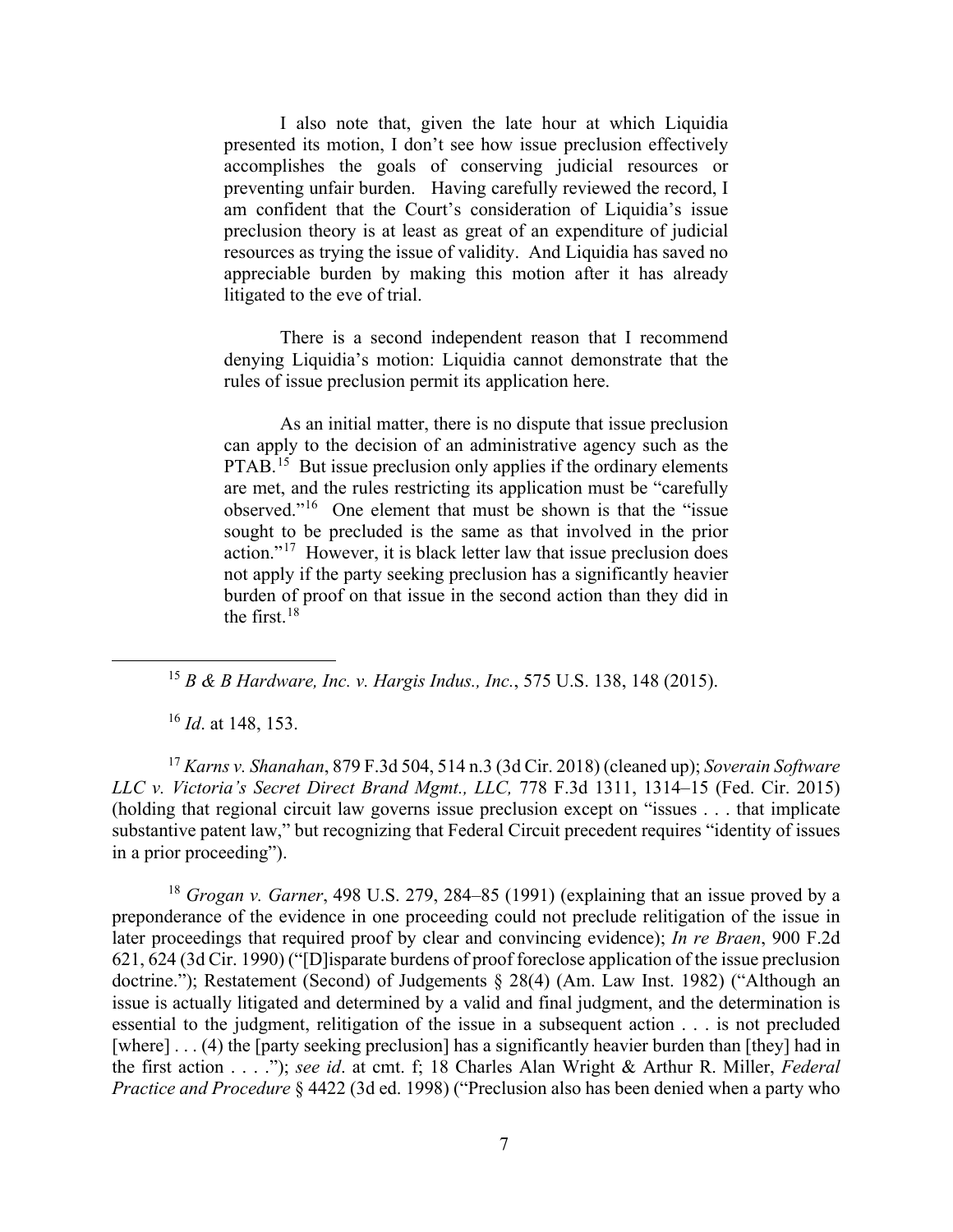I also note that, given the late hour at which Liquidia presented its motion, I don't see how issue preclusion effectively accomplishes the goals of conserving judicial resources or preventing unfair burden. Having carefully reviewed the record, I am confident that the Court's consideration of Liquidia's issue preclusion theory is at least as great of an expenditure of judicial resources as trying the issue of validity. And Liquidia has saved no appreciable burden by making this motion after it has already litigated to the eve of trial.

There is a second independent reason that I recommend denying Liquidia's motion: Liquidia cannot demonstrate that the rules of issue preclusion permit its application here.

As an initial matter, there is no dispute that issue preclusion can apply to the decision of an administrative agency such as the PTAB.[15] But issue preclusion only applies if the ordinary elements are met, and the rules restricting its application must be "carefully observed."[16] One element that must be shown is that the "issue sought to be precluded is the same as that involved in the prior action."[17] However, it is black letter law that issue preclusion does not apply if the party seeking preclusion has a significantly heavier burden of proof on that issue in the second action than they did in the first.[18]

---

[15] *B & B Hardware, Inc. v. Hargis Indus., Inc.*, 575 U.S. 138, 148 (2015).

[16] *Id*. at 148, 153.

[17] *Karns v. Shanahan*, 879 F.3d 504, 514 n.3 (3d Cir. 2018) (cleaned up); *Soverain Software LLC v. Victoria's Secret Direct Brand Mgmt., LLC,* 778 F.3d 1311, 1314–15 (Fed. Cir. 2015) (holding that regional circuit law governs issue preclusion except on "issues . . . that implicate substantive patent law," but recognizing that Federal Circuit precedent requires "identity of issues in a prior proceeding").

[18] *Grogan v. Garner*, 498 U.S. 279, 284–85 (1991) (explaining that an issue proved by a preponderance of the evidence in one proceeding could not preclude relitigation of the issue in later proceedings that required proof by clear and convincing evidence); *In re Braen*, 900 F.2d 621, 624 (3d Cir. 1990) ("[D]isparate burdens of proof foreclose application of the issue preclusion doctrine."); Restatement (Second) of Judgements § 28(4) (Am. Law Inst. 1982) ("Although an issue is actually litigated and determined by a valid and final judgment, and the determination is essential to the judgment, relitigation of the issue in a subsequent action . . . is not precluded [where] . . . (4) the [party seeking preclusion] has a significantly heavier burden than [they] had in the first action . . . ."); *see id*. at cmt. f; 18 Charles Alan Wright & Arthur R. Miller, *Federal Practice and Procedure* § 4422 (3d ed. 1998) ("Preclusion also has been denied when a party who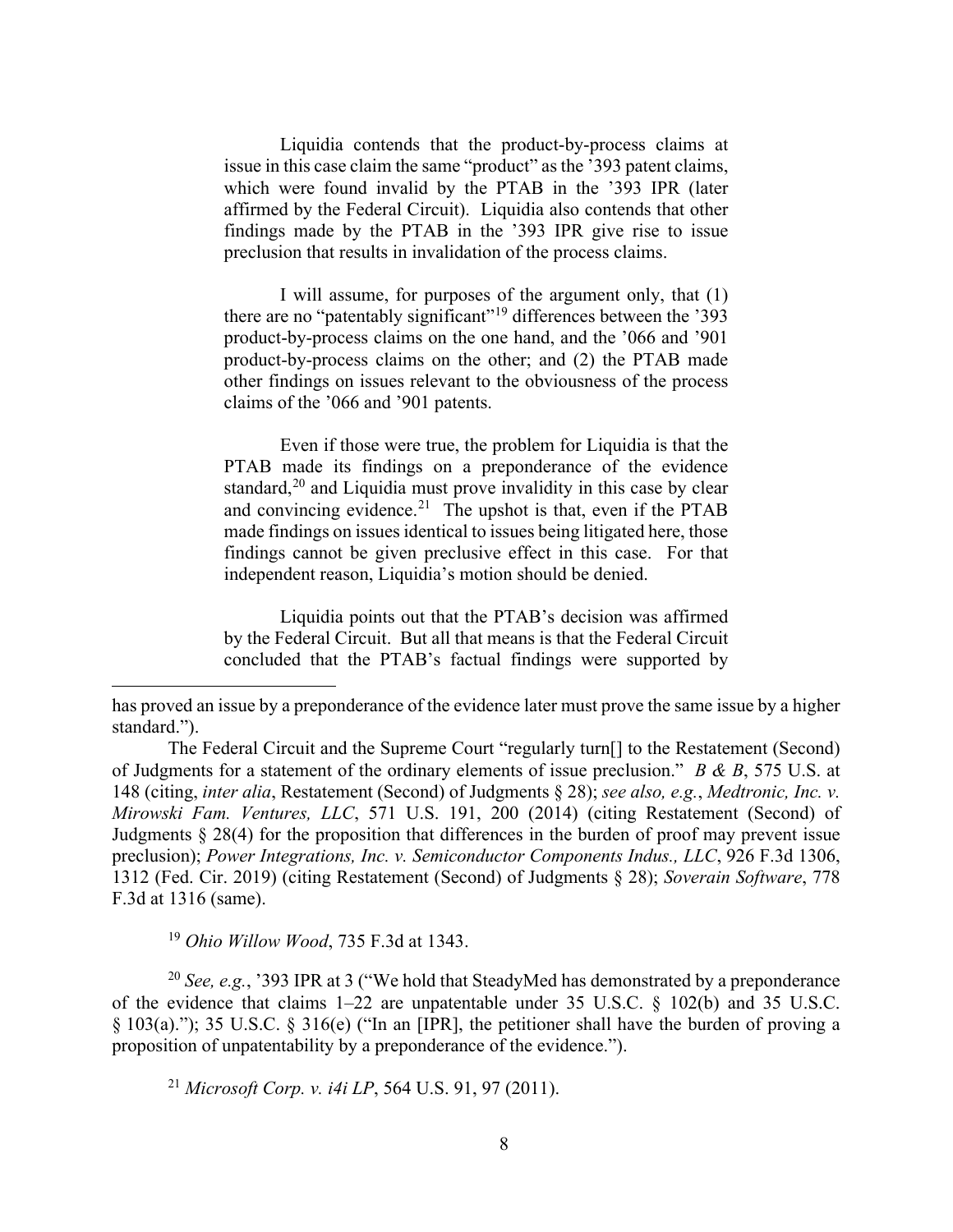Liquidia contends that the product-by-process claims at issue in this case claim the same "product" as the '393 patent claims, which were found invalid by the PTAB in the '393 IPR (later affirmed by the Federal Circuit). Liquidia also contends that other findings made by the PTAB in the '393 IPR give rise to issue preclusion that results in invalidation of the process claims.

I will assume, for purposes of the argument only, that (1) there are no "patentably significant"[19] differences between the '393 product-by-process claims on the one hand, and the '066 and '901 product-by-process claims on the other; and (2) the PTAB made other findings on issues relevant to the obviousness of the process claims of the '066 and '901 patents.

Even if those were true, the problem for Liquidia is that the PTAB made its findings on a preponderance of the evidence standard,[20] and Liquidia must prove invalidity in this case by clear and convincing evidence.[21] The upshot is that, even if the PTAB made findings on issues identical to issues being litigated here, those findings cannot be given preclusive effect in this case. For that independent reason, Liquidia's motion should be denied.

Liquidia points out that the PTAB's decision was affirmed by the Federal Circuit. But all that means is that the Federal Circuit concluded that the PTAB's factual findings were supported by

---

has proved an issue by a preponderance of the evidence later must prove the same issue by a higher standard.").

The Federal Circuit and the Supreme Court "regularly turn[] to the Restatement (Second) of Judgments for a statement of the ordinary elements of issue preclusion." *B & B*, 575 U.S. at 148 (citing, *inter alia*, Restatement (Second) of Judgments § 28); *see also, e.g.*, *Medtronic, Inc. v. Mirowski Fam. Ventures, LLC*, 571 U.S. 191, 200 (2014) (citing Restatement (Second) of Judgments § 28(4) for the proposition that differences in the burden of proof may prevent issue preclusion); *Power Integrations, Inc. v. Semiconductor Components Indus., LLC*, 926 F.3d 1306, 1312 (Fed. Cir. 2019) (citing Restatement (Second) of Judgments § 28); *Soverain Software*, 778 F.3d at 1316 (same).

[19] *Ohio Willow Wood*, 735 F.3d at 1343.

[20] *See, e.g.*, '393 IPR at 3 ("We hold that SteadyMed has demonstrated by a preponderance of the evidence that claims 1–22 are unpatentable under 35 U.S.C. § 102(b) and 35 U.S.C. § 103(a)."); 35 U.S.C. § 316(e) ("In an [IPR], the petitioner shall have the burden of proving a proposition of unpatentability by a preponderance of the evidence.").

[21] *Microsoft Corp. v. i4i LP*, 564 U.S. 91, 97 (2011).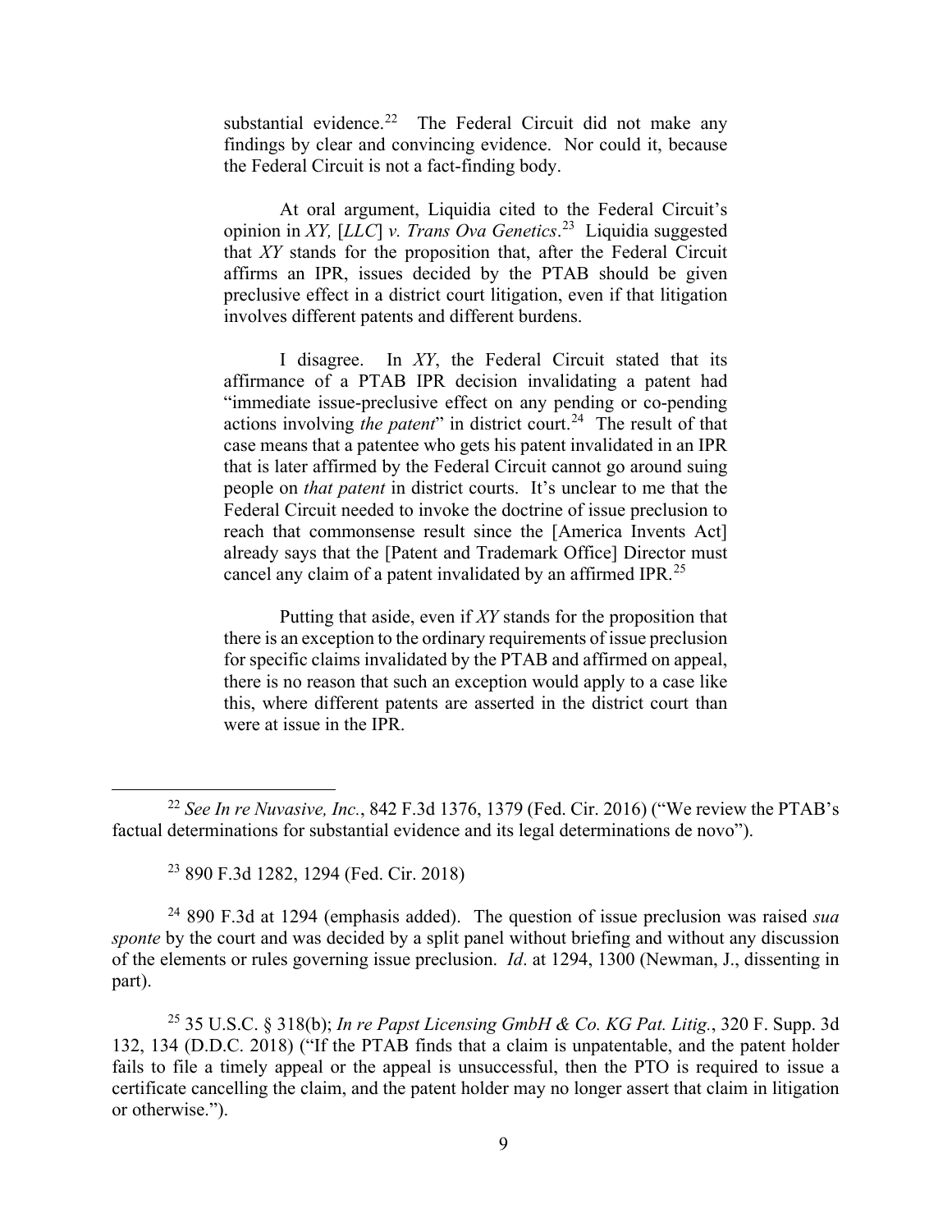substantial evidence.[22] The Federal Circuit did not make any findings by clear and convincing evidence. Nor could it, because the Federal Circuit is not a fact-finding body.

At oral argument, Liquidia cited to the Federal Circuit's opinion in *XY,* [*LLC*] *v. Trans Ova Genetics*.[23] Liquidia suggested that *XY* stands for the proposition that, after the Federal Circuit affirms an IPR, issues decided by the PTAB should be given preclusive effect in a district court litigation, even if that litigation involves different patents and different burdens.

I disagree. In *XY*, the Federal Circuit stated that its affirmance of a PTAB IPR decision invalidating a patent had "immediate issue-preclusive effect on any pending or co-pending actions involving *the patent*" in district court.[24] The result of that case means that a patentee who gets his patent invalidated in an IPR that is later affirmed by the Federal Circuit cannot go around suing people on *that patent* in district courts. It's unclear to me that the Federal Circuit needed to invoke the doctrine of issue preclusion to reach that commonsense result since the [America Invents Act] already says that the [Patent and Trademark Office] Director must cancel any claim of a patent invalidated by an affirmed IPR.[25]

Putting that aside, even if *XY* stands for the proposition that there is an exception to the ordinary requirements of issue preclusion for specific claims invalidated by the PTAB and affirmed on appeal, there is no reason that such an exception would apply to a case like this, where different patents are asserted in the district court than were at issue in the IPR.

---

[22] *See In re Nuvasive, Inc.*, 842 F.3d 1376, 1379 (Fed. Cir. 2016) ("We review the PTAB's factual determinations for substantial evidence and its legal determinations de novo").

[23] 890 F.3d 1282, 1294 (Fed. Cir. 2018)

[24] 890 F.3d at 1294 (emphasis added). The question of issue preclusion was raised *sua sponte* by the court and was decided by a split panel without briefing and without any discussion of the elements or rules governing issue preclusion. *Id*. at 1294, 1300 (Newman, J., dissenting in part).

[25] 35 U.S.C. § 318(b); *In re Papst Licensing GmbH & Co. KG Pat. Litig.*, 320 F. Supp. 3d 132, 134 (D.D.C. 2018) ("If the PTAB finds that a claim is unpatentable, and the patent holder fails to file a timely appeal or the appeal is unsuccessful, then the PTO is required to issue a certificate cancelling the claim, and the patent holder may no longer assert that claim in litigation or otherwise.").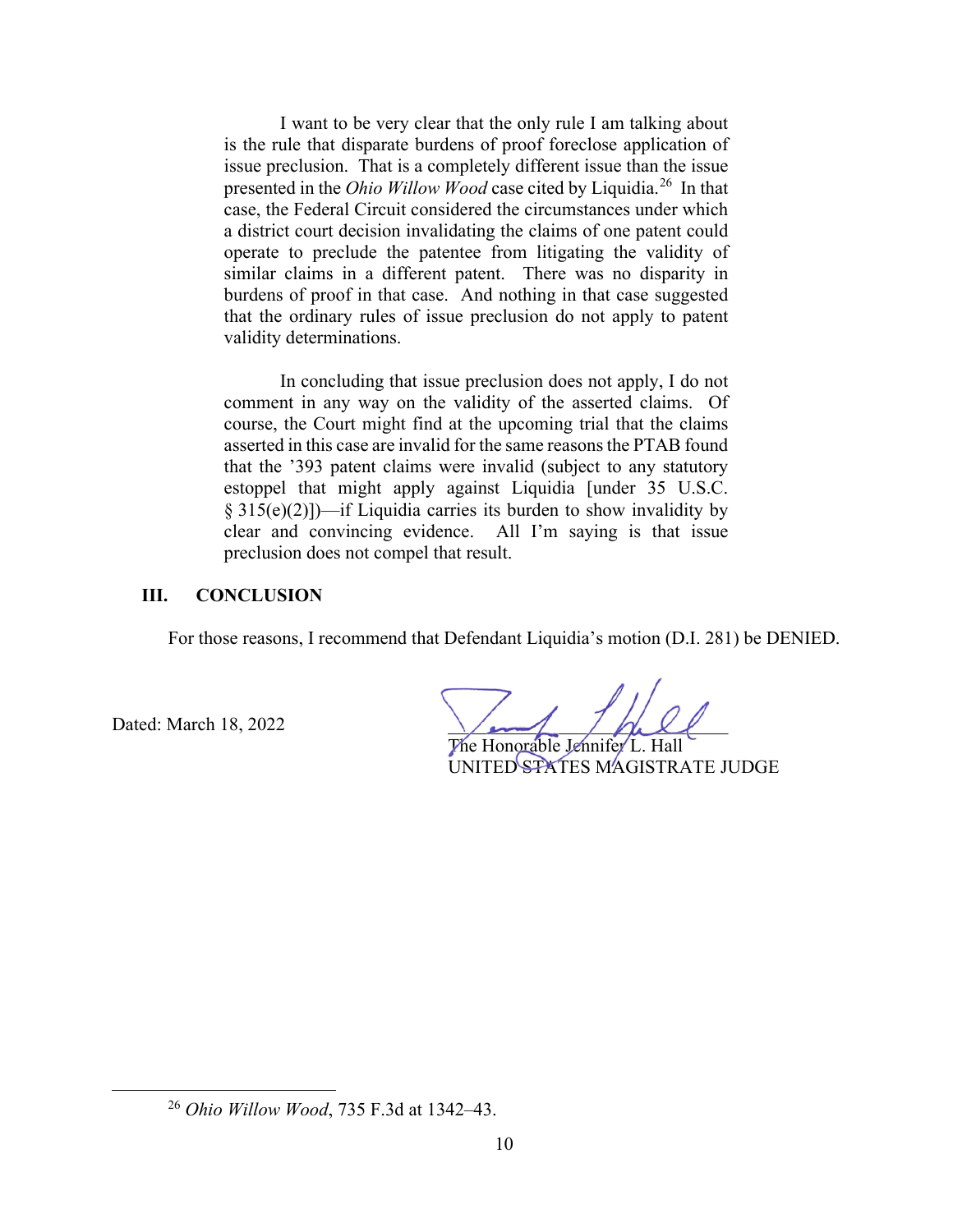I want to be very clear that the only rule I am talking about is the rule that disparate burdens of proof foreclose application of issue preclusion. That is a completely different issue than the issue presented in the *Ohio Willow Wood* case cited by Liquidia.[26] In that case, the Federal Circuit considered the circumstances under which a district court decision invalidating the claims of one patent could operate to preclude the patentee from litigating the validity of similar claims in a different patent. There was no disparity in burdens of proof in that case. And nothing in that case suggested that the ordinary rules of issue preclusion do not apply to patent validity determinations.

In concluding that issue preclusion does not apply, I do not comment in any way on the validity of the asserted claims. Of course, the Court might find at the upcoming trial that the claims asserted in this case are invalid for the same reasons the PTAB found that the '393 patent claims were invalid (subject to any statutory estoppel that might apply against Liquidia [under 35 U.S.C. § 315(e)(2)])—if Liquidia carries its burden to show invalidity by clear and convincing evidence. All I'm saying is that issue preclusion does not compel that result.

## III. CONCLUSION

For those reasons, I recommend that Defendant Liquidia's motion (D.I. 281) be DENIED.

Dated: March 18, 2022

The Honorable Jennifer L. Hall
UNITED STATES MAGISTRATE JUDGE

---

[26] *Ohio Willow Wood*, 735 F.3d at 1342–43.